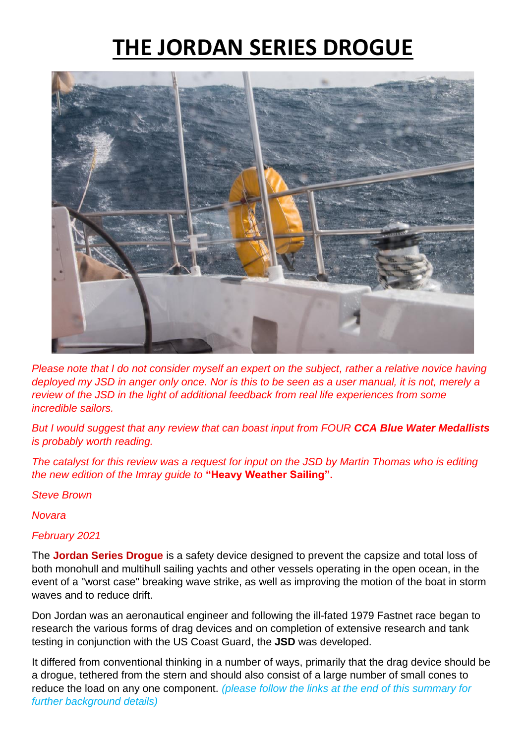# THE JORDAN SERIES DROGUE

*Please note that I do not consider myself an expert on the subject, rather a relative novice having deployed my JSD in anger only once. Nor is this to be seen as a user manual, it is not, merely a review of the JSD in the light of additional feedback from real life experiences from some incredible sailors.*

*But I would suggest that any review that can boast input from FOUR* ***CCA Blue Water Medallists*** *is probably worth reading.*

*The catalyst for this review was a request for input on the JSD by Martin Thomas who is editing the new edition of the Imray guide to* **"Heavy Weather Sailing".**

*Steve Brown*

*Novara*

*February 2021*

The **Jordan Series Drogue** is a safety device designed to prevent the capsize and total loss of both monohull and multihull sailing yachts and other vessels operating in the open ocean, in the event of a "worst case" breaking wave strike, as well as improving the motion of the boat in storm waves and to reduce drift.

Don Jordan was an aeronautical engineer and following the ill-fated 1979 Fastnet race began to research the various forms of drag devices and on completion of extensive research and tank testing in conjunction with the US Coast Guard, the **JSD** was developed.

It differed from conventional thinking in a number of ways, primarily that the drag device should be a drogue, tethered from the stern and should also consist of a large number of small cones to reduce the load on any one component. *(please follow the links at the end of this summary for further background details)*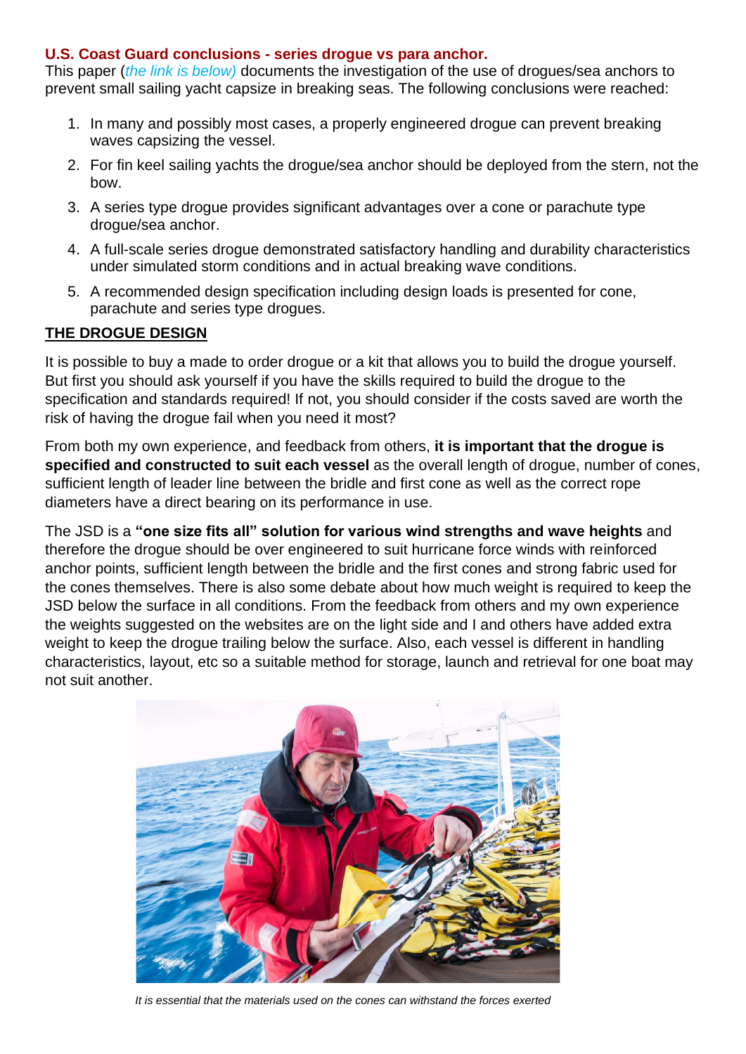**U.S. Coast Guard conclusions - series drogue vs para anchor.**

This paper (*the link is below)* documents the investigation of the use of drogues/sea anchors to prevent small sailing yacht capsize in breaking seas. The following conclusions were reached:

1. In many and possibly most cases, a properly engineered drogue can prevent breaking waves capsizing the vessel.
2. For fin keel sailing yachts the drogue/sea anchor should be deployed from the stern, not the bow.
3. A series type drogue provides significant advantages over a cone or parachute type drogue/sea anchor.
4. A full-scale series drogue demonstrated satisfactory handling and durability characteristics under simulated storm conditions and in actual breaking wave conditions.
5. A recommended design specification including design loads is presented for cone, parachute and series type drogues.

## THE DROGUE DESIGN

It is possible to buy a made to order drogue or a kit that allows you to build the drogue yourself. But first you should ask yourself if you have the skills required to build the drogue to the specification and standards required! If not, you should consider if the costs saved are worth the risk of having the drogue fail when you need it most?

From both my own experience, and feedback from others, **it is important that the drogue is specified and constructed to suit each vessel** as the overall length of drogue, number of cones, sufficient length of leader line between the bridle and first cone as well as the correct rope diameters have a direct bearing on its performance in use.

The JSD is a **"one size fits all" solution for various wind strengths and wave heights** and therefore the drogue should be over engineered to suit hurricane force winds with reinforced anchor points, sufficient length between the bridle and the first cones and strong fabric used for the cones themselves. There is also some debate about how much weight is required to keep the JSD below the surface in all conditions. From the feedback from others and my own experience the weights suggested on the websites are on the light side and I and others have added extra weight to keep the drogue trailing below the surface. Also, each vessel is different in handling characteristics, layout, etc so a suitable method for storage, launch and retrieval for one boat may not suit another.

*It is essential that the materials used on the cones can withstand the forces exerted*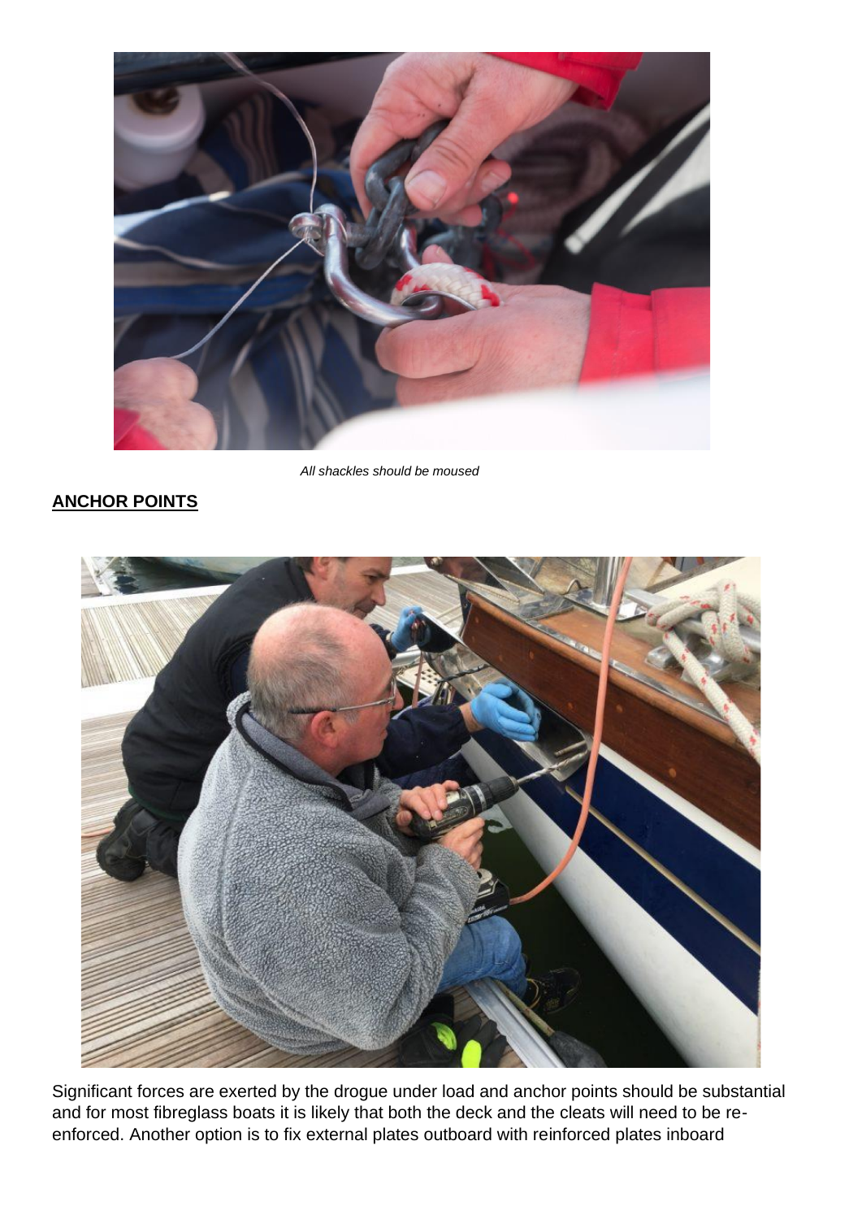*All shackles should be moused*

**ANCHOR POINTS**

Significant forces are exerted by the drogue under load and anchor points should be substantial and for most fibreglass boats it is likely that both the deck and the cleats will need to be re-enforced. Another option is to fix external plates outboard with reinforced plates inboard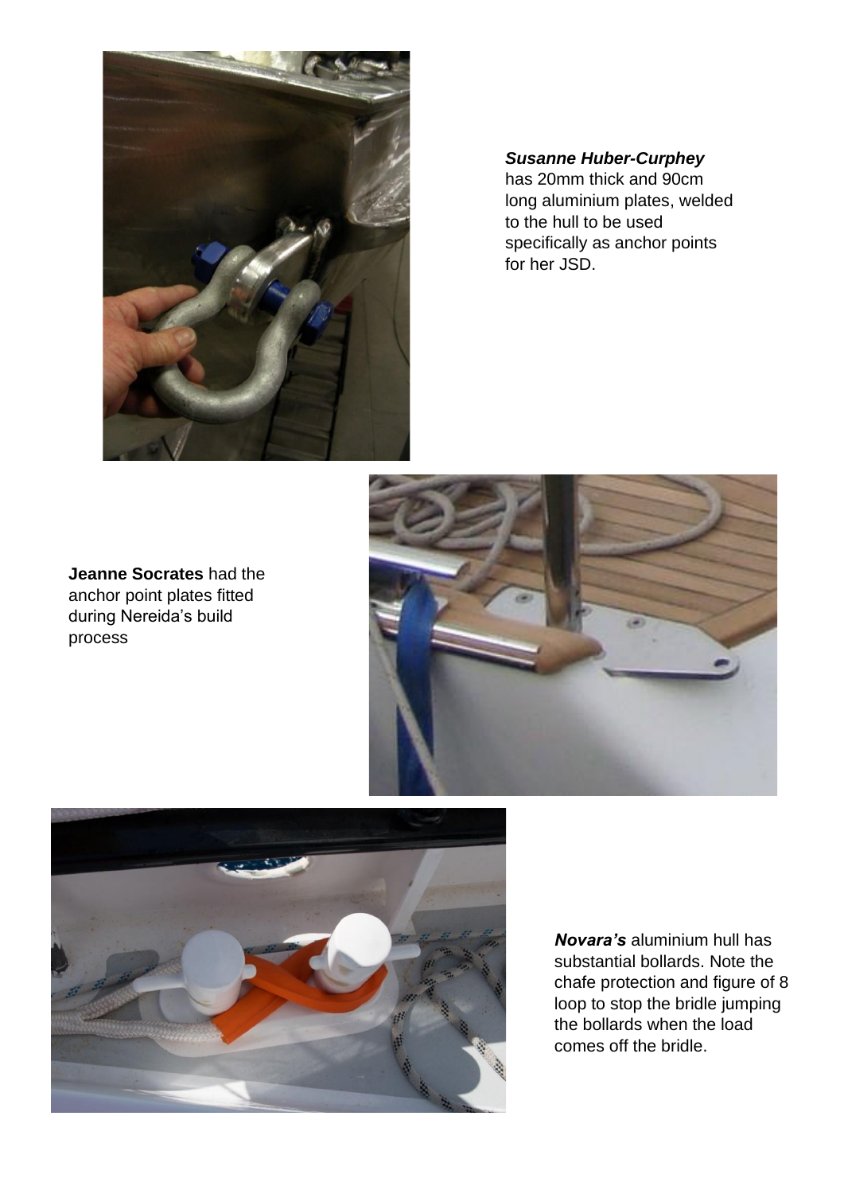***Susanne Huber-Curphey*** has 20mm thick and 90cm long aluminium plates, welded to the hull to be used specifically as anchor points for her JSD.

**Jeanne Socrates** had the anchor point plates fitted during Nereida's build process

***Novara's*** aluminium hull has substantial bollards. Note the chafe protection and figure of 8 loop to stop the bridle jumping the bollards when the load comes off the bridle.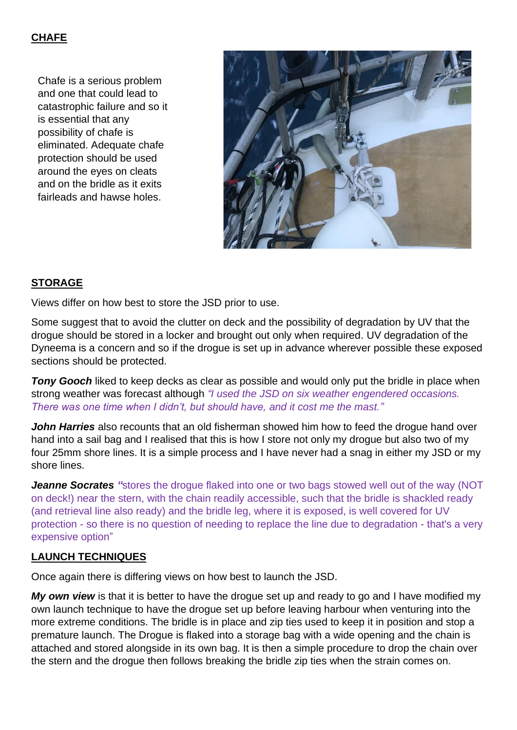**CHAFE**

Chafe is a serious problem and one that could lead to catastrophic failure and so it is essential that any possibility of chafe is eliminated. Adequate chafe protection should be used around the eyes on cleats and on the bridle as it exits fairleads and hawse holes.

**STORAGE**

Views differ on how best to store the JSD prior to use.

Some suggest that to avoid the clutter on deck and the possibility of degradation by UV that the drogue should be stored in a locker and brought out only when required. UV degradation of the Dyneema is a concern and so if the drogue is set up in advance wherever possible these exposed sections should be protected.

***Tony Gooch*** liked to keep decks as clear as possible and would only put the bridle in place when strong weather was forecast although *"I used the JSD on six weather engendered occasions. There was one time when I didn't, but should have, and it cost me the mast."*

***John Harries*** also recounts that an old fisherman showed him how to feed the drogue hand over hand into a sail bag and I realised that this is how I store not only my drogue but also two of my four 25mm shore lines. It is a simple process and I have never had a snag in either my JSD or my shore lines.

***Jeanne Socrates*** "stores the drogue flaked into one or two bags stowed well out of the way (NOT on deck!) near the stern, with the chain readily accessible, such that the bridle is shackled ready (and retrieval line also ready) and the bridle leg, where it is exposed, is well covered for UV protection - so there is no question of needing to replace the line due to degradation - that's a very expensive option"

**LAUNCH TECHNIQUES**

Once again there is differing views on how best to launch the JSD.

***My own view*** is that it is better to have the drogue set up and ready to go and I have modified my own launch technique to have the drogue set up before leaving harbour when venturing into the more extreme conditions. The bridle is in place and zip ties used to keep it in position and stop a premature launch. The Drogue is flaked into a storage bag with a wide opening and the chain is attached and stored alongside in its own bag. It is then a simple procedure to drop the chain over the stern and the drogue then follows breaking the bridle zip ties when the strain comes on.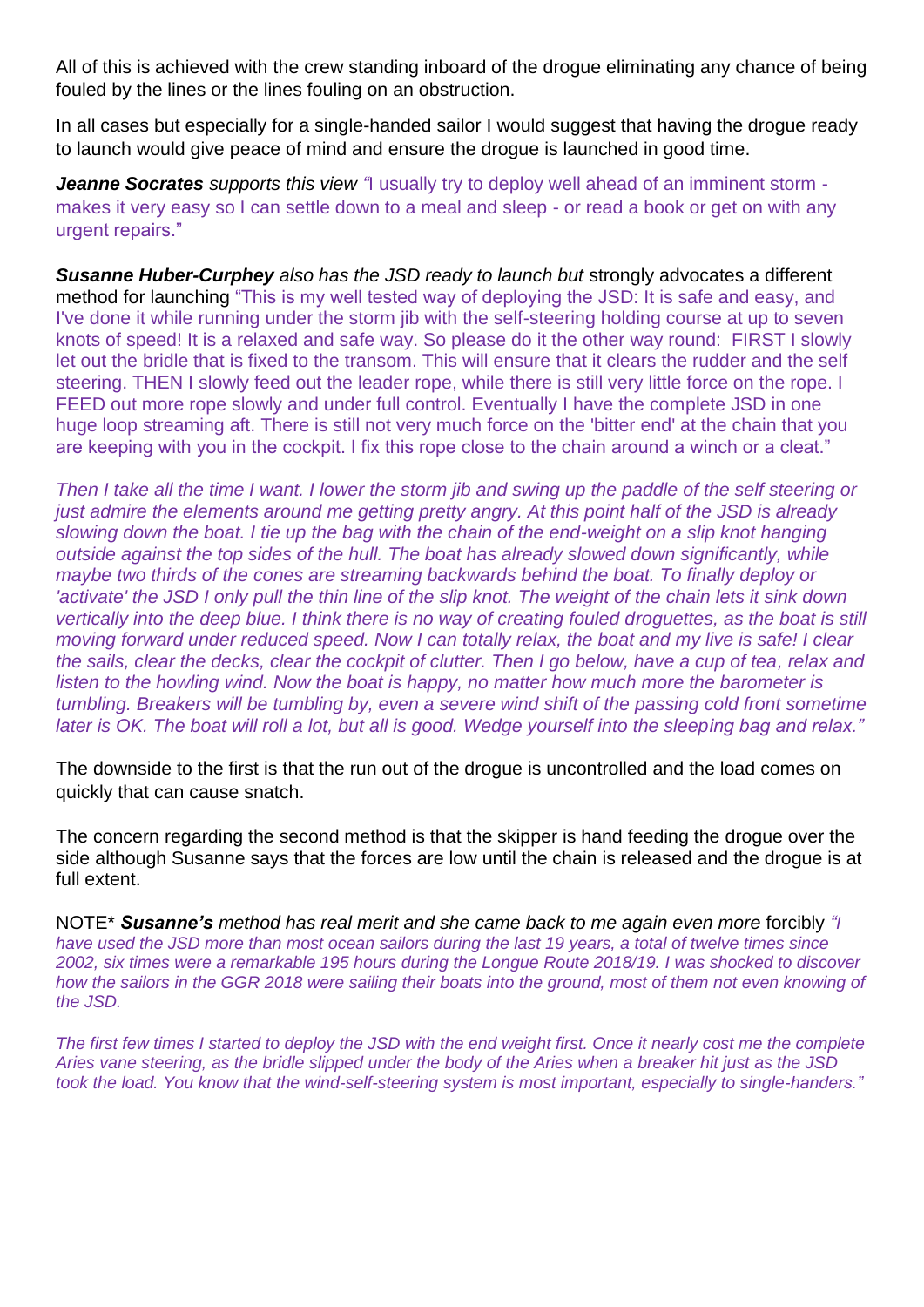All of this is achieved with the crew standing inboard of the drogue eliminating any chance of being fouled by the lines or the lines fouling on an obstruction.

In all cases but especially for a single-handed sailor I would suggest that having the drogue ready to launch would give peace of mind and ensure the drogue is launched in good time.

***Jeanne Socrates*** *supports this view* "I usually try to deploy well ahead of an imminent storm - makes it very easy so I can settle down to a meal and sleep - or read a book or get on with any urgent repairs."

***Susanne Huber-Curphey*** *also has the JSD ready to launch but* strongly advocates a different method for launching "This is my well tested way of deploying the JSD: It is safe and easy, and I've done it while running under the storm jib with the self-steering holding course at up to seven knots of speed! It is a relaxed and safe way. So please do it the other way round: FIRST I slowly let out the bridle that is fixed to the transom. This will ensure that it clears the rudder and the self steering. THEN I slowly feed out the leader rope, while there is still very little force on the rope. I FEED out more rope slowly and under full control. Eventually I have the complete JSD in one huge loop streaming aft. There is still not very much force on the 'bitter end' at the chain that you are keeping with you in the cockpit. I fix this rope close to the chain around a winch or a cleat."

*Then I take all the time I want. I lower the storm jib and swing up the paddle of the self steering or just admire the elements around me getting pretty angry. At this point half of the JSD is already slowing down the boat. I tie up the bag with the chain of the end-weight on a slip knot hanging outside against the top sides of the hull. The boat has already slowed down significantly, while maybe two thirds of the cones are streaming backwards behind the boat. To finally deploy or 'activate' the JSD I only pull the thin line of the slip knot. The weight of the chain lets it sink down vertically into the deep blue. I think there is no way of creating fouled droguettes, as the boat is still moving forward under reduced speed. Now I can totally relax, the boat and my live is safe! I clear the sails, clear the decks, clear the cockpit of clutter. Then I go below, have a cup of tea, relax and listen to the howling wind. Now the boat is happy, no matter how much more the barometer is tumbling. Breakers will be tumbling by, even a severe wind shift of the passing cold front sometime later is OK. The boat will roll a lot, but all is good. Wedge yourself into the sleeping bag and relax."*

The downside to the first is that the run out of the drogue is uncontrolled and the load comes on quickly that can cause snatch.

The concern regarding the second method is that the skipper is hand feeding the drogue over the side although Susanne says that the forces are low until the chain is released and the drogue is at full extent.

NOTE* ***Susanne's*** *method has real merit and she came back to me again even more* forcibly *"I have used the JSD more than most ocean sailors during the last 19 years, a total of twelve times since 2002, six times were a remarkable 195 hours during the Longue Route 2018/19. I was shocked to discover how the sailors in the GGR 2018 were sailing their boats into the ground, most of them not even knowing of the JSD.*

*The first few times I started to deploy the JSD with the end weight first. Once it nearly cost me the complete Aries vane steering, as the bridle slipped under the body of the Aries when a breaker hit just as the JSD took the load. You know that the wind-self-steering system is most important, especially to single-handers."*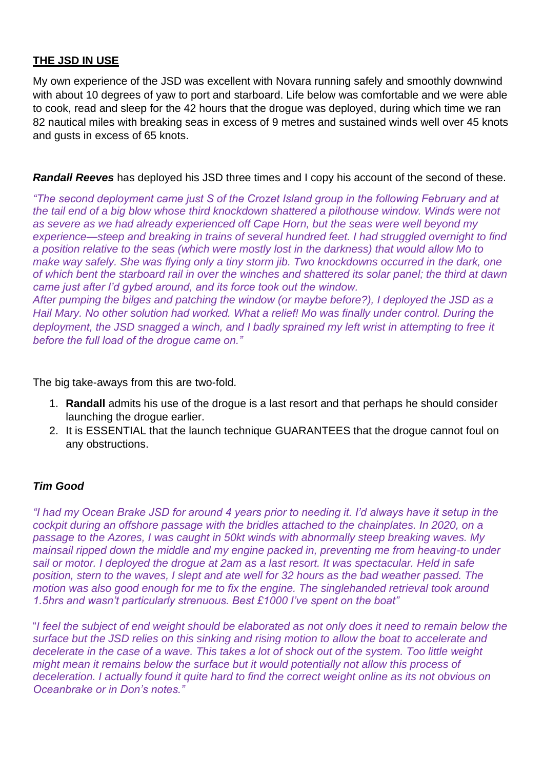## THE JSD IN USE

My own experience of the JSD was excellent with Novara running safely and smoothly downwind with about 10 degrees of yaw to port and starboard. Life below was comfortable and we were able to cook, read and sleep for the 42 hours that the drogue was deployed, during which time we ran 82 nautical miles with breaking seas in excess of 9 metres and sustained winds well over 45 knots and gusts in excess of 65 knots.

***Randall Reeves*** has deployed his JSD three times and I copy his account of the second of these.

*"The second deployment came just S of the Crozet Island group in the following February and at the tail end of a big blow whose third knockdown shattered a pilothouse window. Winds were not as severe as we had already experienced off Cape Horn, but the seas were well beyond my experience—steep and breaking in trains of several hundred feet. I had struggled overnight to find a position relative to the seas (which were mostly lost in the darkness) that would allow Mo to make way safely. She was flying only a tiny storm jib. Two knockdowns occurred in the dark, one of which bent the starboard rail in over the winches and shattered its solar panel; the third at dawn came just after I'd gybed around, and its force took out the window.*
*After pumping the bilges and patching the window (or maybe before?), I deployed the JSD as a Hail Mary. No other solution had worked. What a relief! Mo was finally under control. During the deployment, the JSD snagged a winch, and I badly sprained my left wrist in attempting to free it before the full load of the drogue came on."*

The big take-aways from this are two-fold.

1. **Randall** admits his use of the drogue is a last resort and that perhaps he should consider launching the drogue earlier.
2. It is ESSENTIAL that the launch technique GUARANTEES that the drogue cannot foul on any obstructions.

### *Tim Good*

*"I had my Ocean Brake JSD for around 4 years prior to needing it. I'd always have it setup in the cockpit during an offshore passage with the bridles attached to the chainplates. In 2020, on a passage to the Azores, I was caught in 50kt winds with abnormally steep breaking waves. My mainsail ripped down the middle and my engine packed in, preventing me from heaving-to under sail or motor. I deployed the drogue at 2am as a last resort. It was spectacular. Held in safe position, stern to the waves, I slept and ate well for 32 hours as the bad weather passed. The motion was also good enough for me to fix the engine. The singlehanded retrieval took around 1.5hrs and wasn't particularly strenuous. Best £1000 I've spent on the boat"*

"*I feel the subject of end weight should be elaborated as not only does it need to remain below the surface but the JSD relies on this sinking and rising motion to allow the boat to accelerate and decelerate in the case of a wave. This takes a lot of shock out of the system. Too little weight might mean it remains below the surface but it would potentially not allow this process of deceleration. I actually found it quite hard to find the correct weight online as its not obvious on Oceanbrake or in Don's notes."*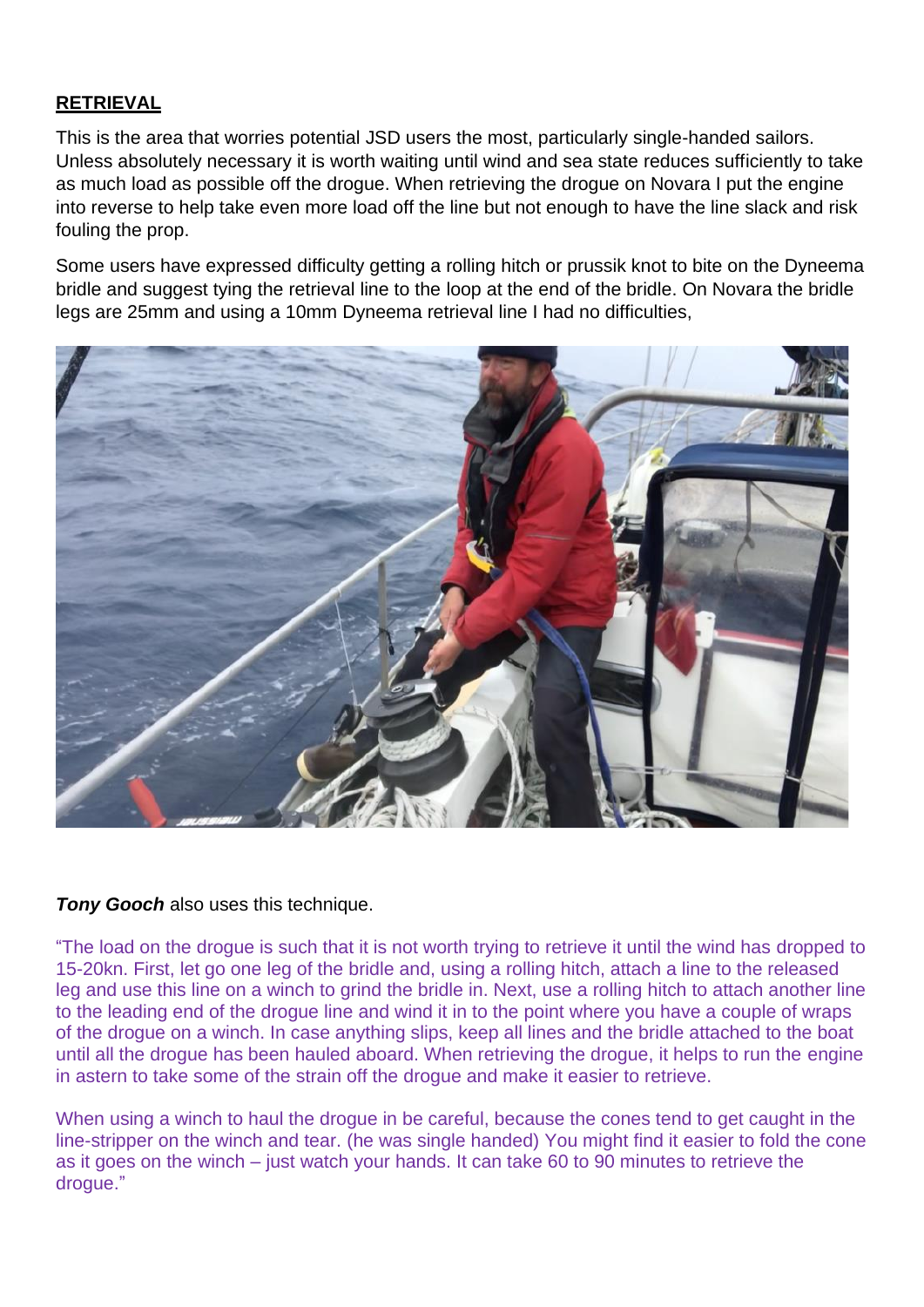**RETRIEVAL**

This is the area that worries potential JSD users the most, particularly single-handed sailors. Unless absolutely necessary it is worth waiting until wind and sea state reduces sufficiently to take as much load as possible off the drogue. When retrieving the drogue on Novara I put the engine into reverse to help take even more load off the line but not enough to have the line slack and risk fouling the prop.

Some users have expressed difficulty getting a rolling hitch or prussik knot to bite on the Dyneema bridle and suggest tying the retrieval line to the loop at the end of the bridle. On Novara the bridle legs are 25mm and using a 10mm Dyneema retrieval line I had no difficulties,

***Tony Gooch*** also uses this technique.

"The load on the drogue is such that it is not worth trying to retrieve it until the wind has dropped to 15-20kn. First, let go one leg of the bridle and, using a rolling hitch, attach a line to the released leg and use this line on a winch to grind the bridle in. Next, use a rolling hitch to attach another line to the leading end of the drogue line and wind it in to the point where you have a couple of wraps of the drogue on a winch. In case anything slips, keep all lines and the bridle attached to the boat until all the drogue has been hauled aboard. When retrieving the drogue, it helps to run the engine in astern to take some of the strain off the drogue and make it easier to retrieve.

When using a winch to haul the drogue in be careful, because the cones tend to get caught in the line-stripper on the winch and tear. (he was single handed) You might find it easier to fold the cone as it goes on the winch – just watch your hands. It can take 60 to 90 minutes to retrieve the drogue."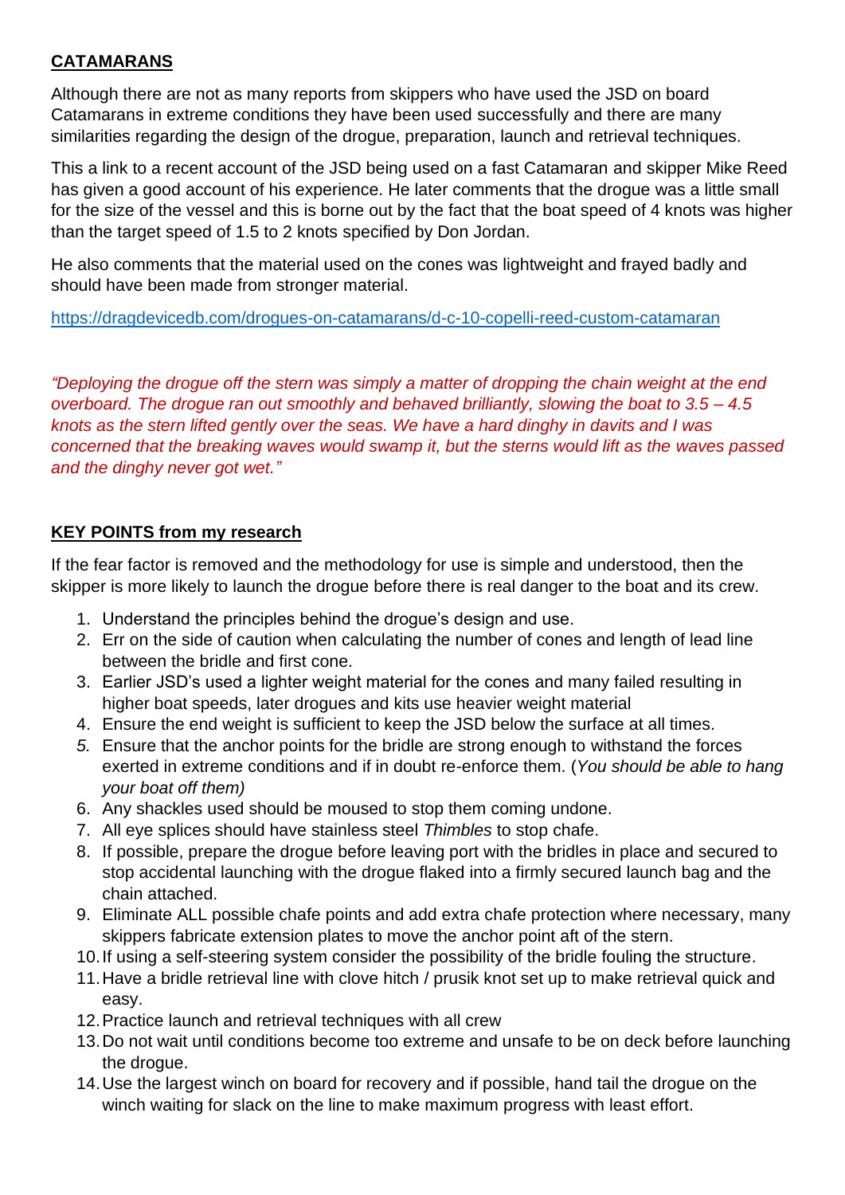## CATAMARANS

Although there are not as many reports from skippers who have used the JSD on board Catamarans in extreme conditions they have been used successfully and there are many similarities regarding the design of the drogue, preparation, launch and retrieval techniques.

This a link to a recent account of the JSD being used on a fast Catamaran and skipper Mike Reed has given a good account of his experience. He later comments that the drogue was a little small for the size of the vessel and this is borne out by the fact that the boat speed of 4 knots was higher than the target speed of 1.5 to 2 knots specified by Don Jordan.

He also comments that the material used on the cones was lightweight and frayed badly and should have been made from stronger material.

https://dragdevicedb.com/drogues-on-catamarans/d-c-10-copelli-reed-custom-catamaran

*"Deploying the drogue off the stern was simply a matter of dropping the chain weight at the end overboard. The drogue ran out smoothly and behaved brilliantly, slowing the boat to 3.5 – 4.5 knots as the stern lifted gently over the seas. We have a hard dinghy in davits and I was concerned that the breaking waves would swamp it, but the sterns would lift as the waves passed and the dinghy never got wet."*

## KEY POINTS from my research

If the fear factor is removed and the methodology for use is simple and understood, then the skipper is more likely to launch the drogue before there is real danger to the boat and its crew.

1. Understand the principles behind the drogue's design and use.
2. Err on the side of caution when calculating the number of cones and length of lead line between the bridle and first cone.
3. Earlier JSD's used a lighter weight material for the cones and many failed resulting in higher boat speeds, later drogues and kits use heavier weight material
4. Ensure the end weight is sufficient to keep the JSD below the surface at all times.
5. Ensure that the anchor points for the bridle are strong enough to withstand the forces exerted in extreme conditions and if in doubt re-enforce them. (*You should be able to hang your boat off them)*
6. Any shackles used should be moused to stop them coming undone.
7. All eye splices should have stainless steel *Thimbles* to stop chafe.
8. If possible, prepare the drogue before leaving port with the bridles in place and secured to stop accidental launching with the drogue flaked into a firmly secured launch bag and the chain attached.
9. Eliminate ALL possible chafe points and add extra chafe protection where necessary, many skippers fabricate extension plates to move the anchor point aft of the stern.
10. If using a self-steering system consider the possibility of the bridle fouling the structure.
11. Have a bridle retrieval line with clove hitch / prusik knot set up to make retrieval quick and easy.
12. Practice launch and retrieval techniques with all crew
13. Do not wait until conditions become too extreme and unsafe to be on deck before launching the drogue.
14. Use the largest winch on board for recovery and if possible, hand tail the drogue on the winch waiting for slack on the line to make maximum progress with least effort.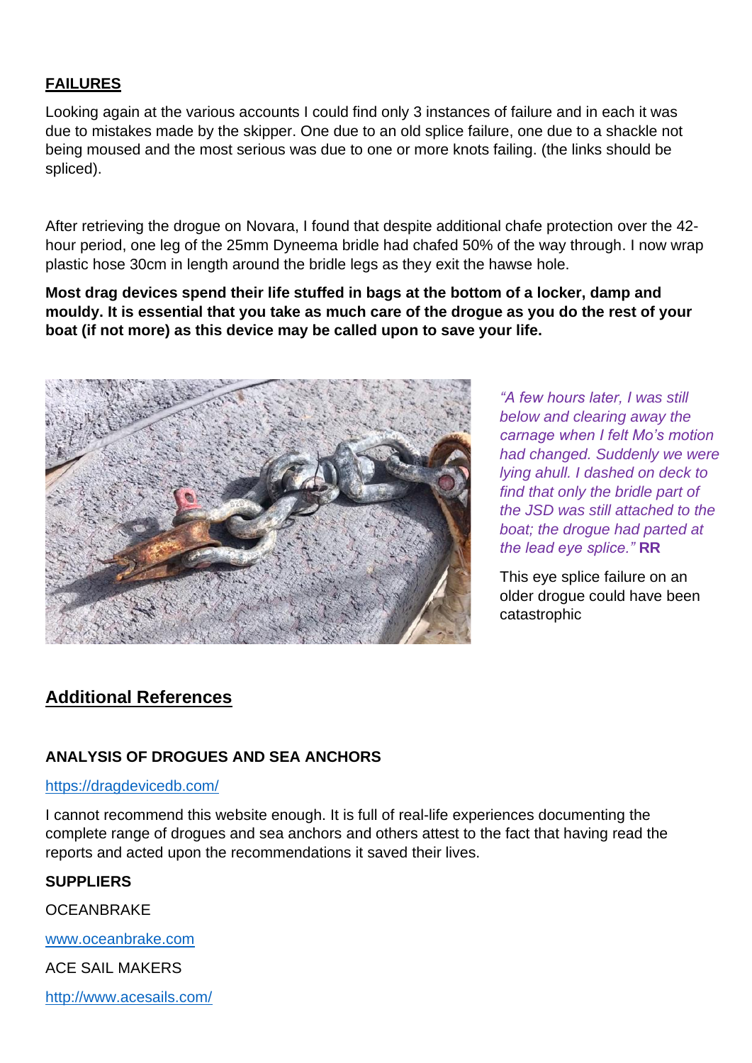**FAILURES**

Looking again at the various accounts I could find only 3 instances of failure and in each it was due to mistakes made by the skipper. One due to an old splice failure, one due to a shackle not being moused and the most serious was due to one or more knots failing. (the links should be spliced).

After retrieving the drogue on Novara, I found that despite additional chafe protection over the 42-hour period, one leg of the 25mm Dyneema bridle had chafed 50% of the way through. I now wrap plastic hose 30cm in length around the bridle legs as they exit the hawse hole.

**Most drag devices spend their life stuffed in bags at the bottom of a locker, damp and mouldy. It is essential that you take as much care of the drogue as you do the rest of your boat (if not more) as this device may be called upon to save your life.**

*"A few hours later, I was still below and clearing away the carnage when I felt Mo's motion had changed. Suddenly we were lying ahull. I dashed on deck to find that only the bridle part of the JSD was still attached to the boat; the drogue had parted at the lead eye splice."* **RR**

This eye splice failure on an older drogue could have been catastrophic

## Additional References

**ANALYSIS OF DROGUES AND SEA ANCHORS**

https://dragdevicedb.com/

I cannot recommend this website enough. It is full of real-life experiences documenting the complete range of drogues and sea anchors and others attest to the fact that having read the reports and acted upon the recommendations it saved their lives.

**SUPPLIERS**

OCEANBRAKE

www.oceanbrake.com

ACE SAIL MAKERS

http://www.acesails.com/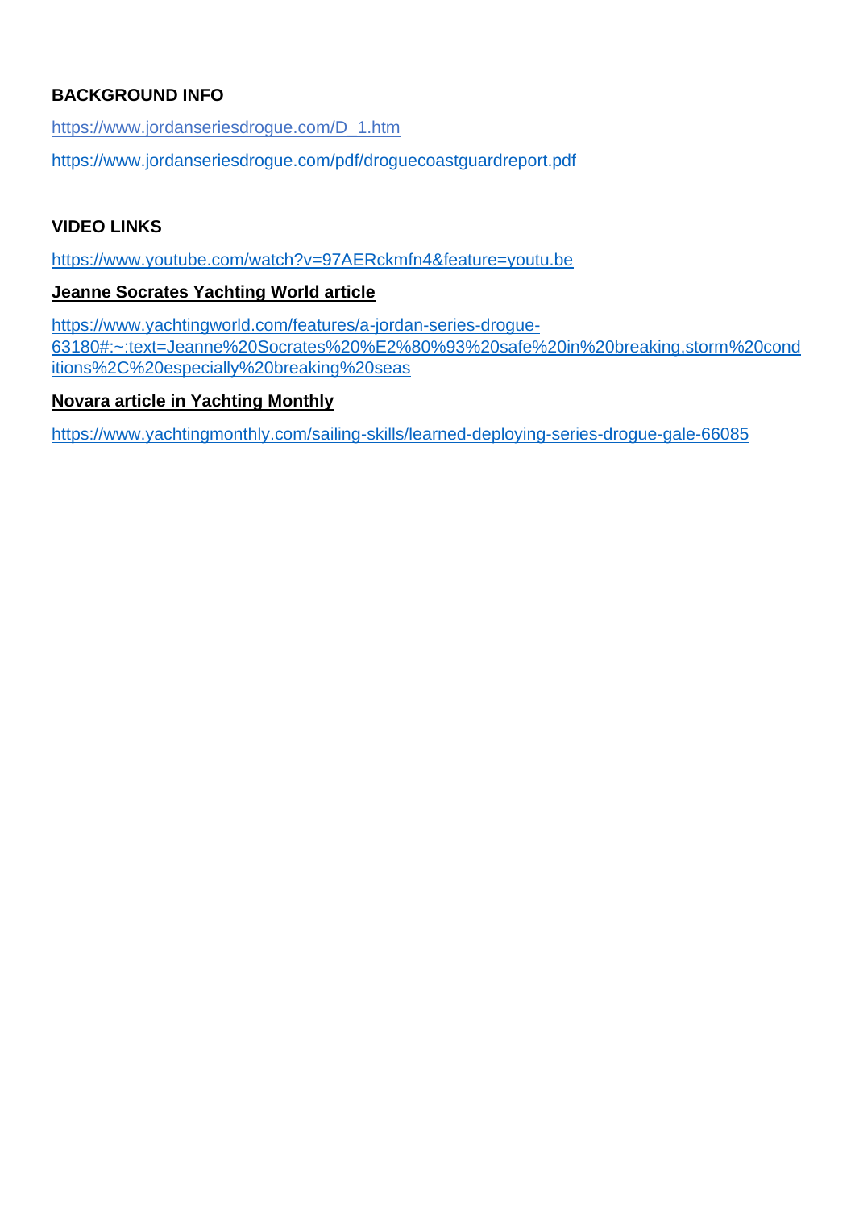**BACKGROUND INFO**

https://www.jordanseriesdrogue.com/D_1.htm

https://www.jordanseriesdrogue.com/pdf/droguecoastguardreport.pdf

**VIDEO LINKS**

https://www.youtube.com/watch?v=97AERckmfn4&feature=youtu.be

**Jeanne Socrates Yachting World article**

https://www.yachtingworld.com/features/a-jordan-series-drogue-63180#:~:text=Jeanne%20Socrates%20%E2%80%93%20safe%20in%20breaking,storm%20conditions%2C%20especially%20breaking%20seas

**Novara article in Yachting Monthly**

https://www.yachtingmonthly.com/sailing-skills/learned-deploying-series-drogue-gale-66085